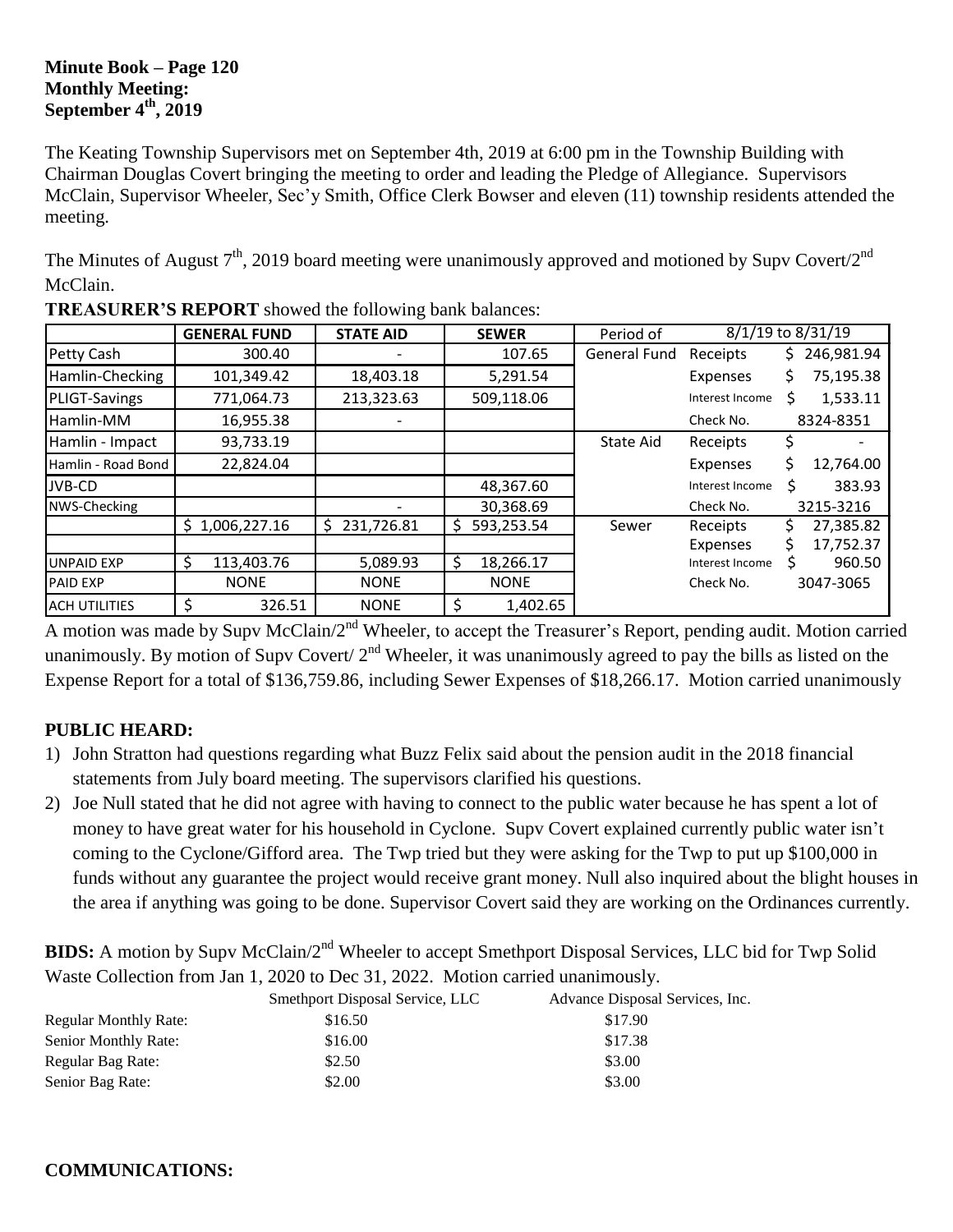**Minute Book – Page 120**
**Monthly Meeting:**
**September 4th, 2019**

The Keating Township Supervisors met on September 4th, 2019 at 6:00 pm in the Township Building with Chairman Douglas Covert bringing the meeting to order and leading the Pledge of Allegiance. Supervisors McClain, Supervisor Wheeler, Sec'y Smith, Office Clerk Bowser and eleven (11) township residents attended the meeting.

The Minutes of August 7th, 2019 board meeting were unanimously approved and motioned by Supv Covert/2nd McClain.

**TREASURER'S REPORT** showed the following bank balances:

| | GENERAL FUND | STATE AID | SEWER | Period of | 8/1/19 to 8/31/19 | |
|---|---|---|---|---|---|---|
| Petty Cash | 300.40 | - | 107.65 | General Fund | Receipts | $ 246,981.94 |
| Hamlin-Checking | 101,349.42 | 18,403.18 | 5,291.54 | | Expenses | $ 75,195.38 |
| PLIGT-Savings | 771,064.73 | 213,323.63 | 509,118.06 | | Interest Income | $ 1,533.11 |
| Hamlin-MM | 16,955.38 | - | | | Check No. | 8324-8351 |
| Hamlin - Impact | 93,733.19 | | | State Aid | Receipts | $ - |
| Hamlin - Road Bond | 22,824.04 | | | | Expenses | $ 12,764.00 |
| JVB-CD | | | 48,367.60 | | Interest Income | $ 383.93 |
| NWS-Checking | | - | 30,368.69 | | Check No. | 3215-3216 |
| | $ 1,006,227.16 | $ 231,726.81 | $ 593,253.54 | Sewer | Receipts | $ 27,385.82 |
| | | | | | Expenses | $ 17,752.37 |
| UNPAID EXP | $ 113,403.76 | 5,089.93 | $ 18,266.17 | | Interest Income | $ 960.50 |
| PAID EXP | NONE | NONE | NONE | | Check No. | 3047-3065 |
| ACH UTILITIES | $ 326.51 | NONE | $ 1,402.65 | | | |

A motion was made by Supv McClain/2nd Wheeler, to accept the Treasurer's Report, pending audit. Motion carried unanimously. By motion of Supv Covert/ 2nd Wheeler, it was unanimously agreed to pay the bills as listed on the Expense Report for a total of $136,759.86, including Sewer Expenses of $18,266.17. Motion carried unanimously

**PUBLIC HEARD:**

1) John Stratton had questions regarding what Buzz Felix said about the pension audit in the 2018 financial statements from July board meeting. The supervisors clarified his questions.
2) Joe Null stated that he did not agree with having to connect to the public water because he has spent a lot of money to have great water for his household in Cyclone. Supv Covert explained currently public water isn't coming to the Cyclone/Gifford area. The Twp tried but they were asking for the Twp to put up $100,000 in funds without any guarantee the project would receive grant money. Null also inquired about the blight houses in the area if anything was going to be done. Supervisor Covert said they are working on the Ordinances currently.

**BIDS:** A motion by Supv McClain/2nd Wheeler to accept Smethport Disposal Services, LLC bid for Twp Solid Waste Collection from Jan 1, 2020 to Dec 31, 2022. Motion carried unanimously.

| | Smethport Disposal Service, LLC | Advance Disposal Services, Inc. |
|---|---|---|
| Regular Monthly Rate: | $16.50 | $17.90 |
| Senior Monthly Rate: | $16.00 | $17.38 |
| Regular Bag Rate: | $2.50 | $3.00 |
| Senior Bag Rate: | $2.00 | $3.00 |

**COMMUNICATIONS:**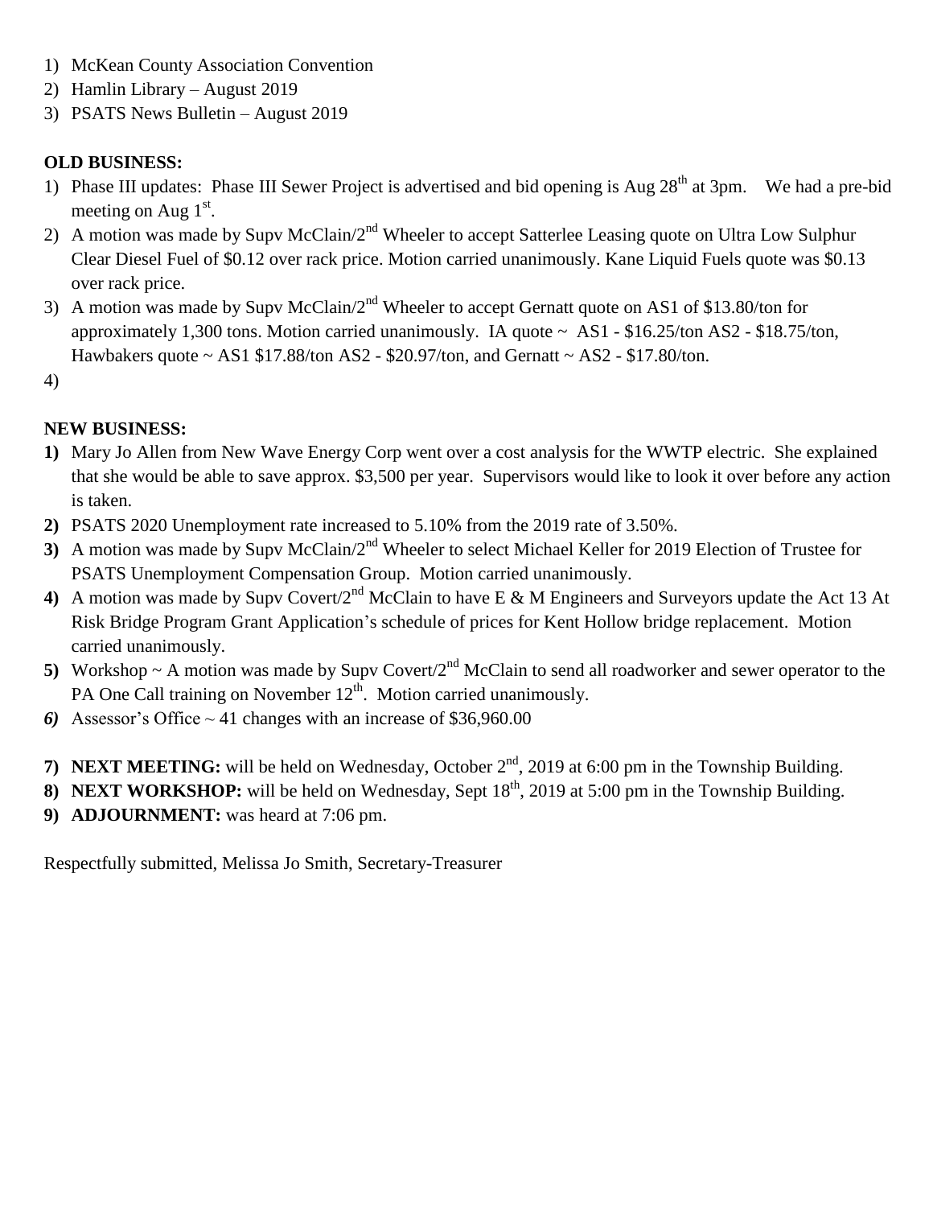1) McKean County Association Convention
2) Hamlin Library – August 2019
3) PSATS News Bulletin – August 2019

**OLD BUSINESS:**

1) Phase III updates: Phase III Sewer Project is advertised and bid opening is Aug 28th at 3pm. We had a pre-bid meeting on Aug 1st.
2) A motion was made by Supv McClain/2nd Wheeler to accept Satterlee Leasing quote on Ultra Low Sulphur Clear Diesel Fuel of $0.12 over rack price. Motion carried unanimously. Kane Liquid Fuels quote was $0.13 over rack price.
3) A motion was made by Supv McClain/2nd Wheeler to accept Gernatt quote on AS1 of $13.80/ton for approximately 1,300 tons. Motion carried unanimously. IA quote ~ AS1 - $16.25/ton AS2 - $18.75/ton, Hawbakers quote ~ AS1 $17.88/ton AS2 - $20.97/ton, and Gernatt ~ AS2 - $17.80/ton.
4)

**NEW BUSINESS:**

**1)** Mary Jo Allen from New Wave Energy Corp went over a cost analysis for the WWTP electric. She explained that she would be able to save approx. $3,500 per year. Supervisors would like to look it over before any action is taken.
**2)** PSATS 2020 Unemployment rate increased to 5.10% from the 2019 rate of 3.50%.
**3)** A motion was made by Supv McClain/2nd Wheeler to select Michael Keller for 2019 Election of Trustee for PSATS Unemployment Compensation Group. Motion carried unanimously.
**4)** A motion was made by Supv Covert/2nd McClain to have E & M Engineers and Surveyors update the Act 13 At Risk Bridge Program Grant Application's schedule of prices for Kent Hollow bridge replacement. Motion carried unanimously.
**5)** Workshop ~ A motion was made by Supv Covert/2nd McClain to send all roadworker and sewer operator to the PA One Call training on November 12th. Motion carried unanimously.
*6)* Assessor's Office ~ 41 changes with an increase of $36,960.00

**7) NEXT MEETING:** will be held on Wednesday, October 2nd, 2019 at 6:00 pm in the Township Building.
**8) NEXT WORKSHOP:** will be held on Wednesday, Sept 18th, 2019 at 5:00 pm in the Township Building.
**9) ADJOURNMENT:** was heard at 7:06 pm.

Respectfully submitted, Melissa Jo Smith, Secretary-Treasurer